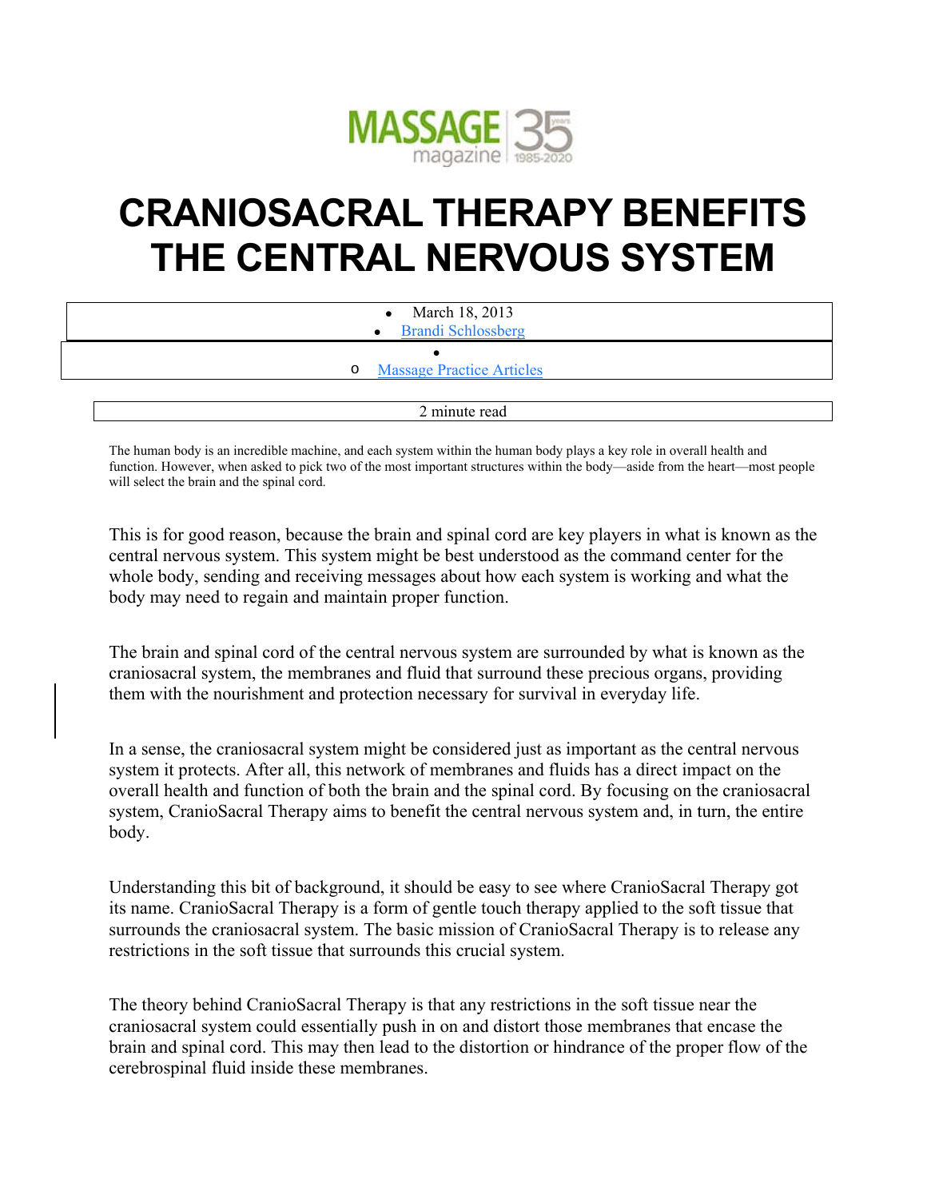MASSAGE magazine 35 years 1985-2020

# CRANIOSACRAL THERAPY BENEFITS THE CENTRAL NERVOUS SYSTEM

- March 18, 2013
- Brandi Schlossberg

- Massage Practice Articles

2 minute read

The human body is an incredible machine, and each system within the human body plays a key role in overall health and function. However, when asked to pick two of the most important structures within the body—aside from the heart—most people will select the brain and the spinal cord.

This is for good reason, because the brain and spinal cord are key players in what is known as the central nervous system. This system might be best understood as the command center for the whole body, sending and receiving messages about how each system is working and what the body may need to regain and maintain proper function.

The brain and spinal cord of the central nervous system are surrounded by what is known as the craniosacral system, the membranes and fluid that surround these precious organs, providing them with the nourishment and protection necessary for survival in everyday life.

In a sense, the craniosacral system might be considered just as important as the central nervous system it protects. After all, this network of membranes and fluids has a direct impact on the overall health and function of both the brain and the spinal cord. By focusing on the craniosacral system, CranioSacral Therapy aims to benefit the central nervous system and, in turn, the entire body.

Understanding this bit of background, it should be easy to see where CranioSacral Therapy got its name. CranioSacral Therapy is a form of gentle touch therapy applied to the soft tissue that surrounds the craniosacral system. The basic mission of CranioSacral Therapy is to release any restrictions in the soft tissue that surrounds this crucial system.

The theory behind CranioSacral Therapy is that any restrictions in the soft tissue near the craniosacral system could essentially push in on and distort those membranes that encase the brain and spinal cord. This may then lead to the distortion or hindrance of the proper flow of the cerebrospinal fluid inside these membranes.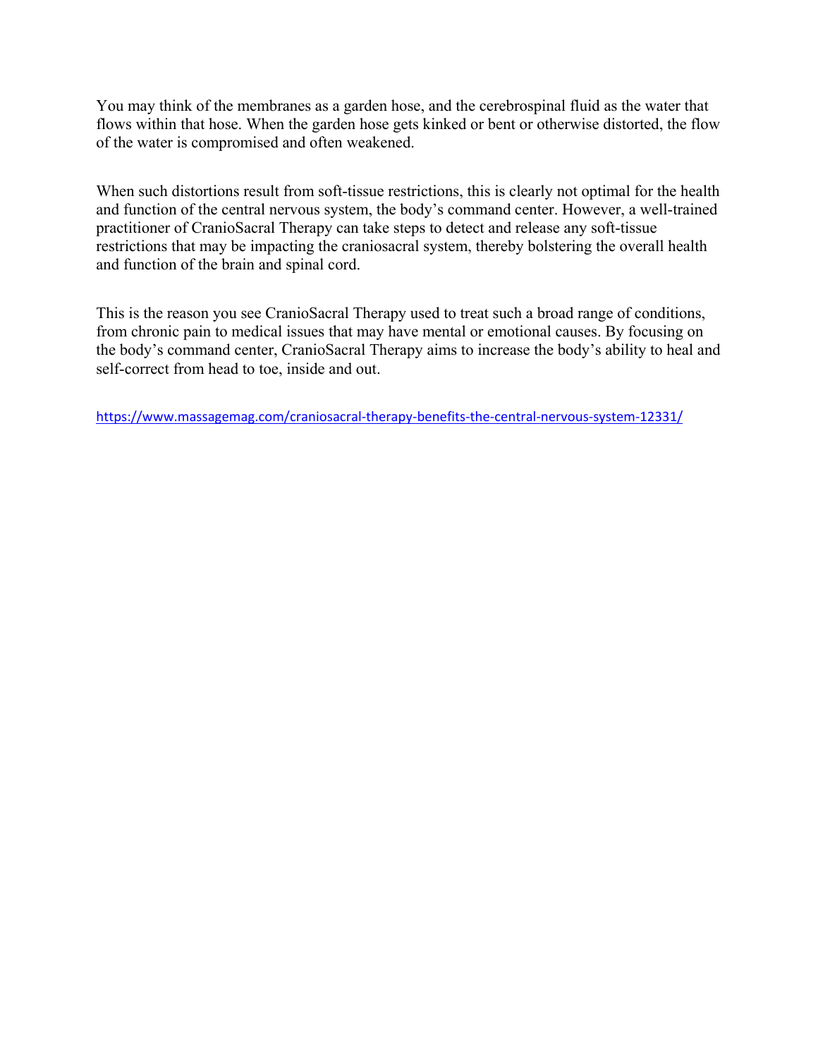You may think of the membranes as a garden hose, and the cerebrospinal fluid as the water that flows within that hose. When the garden hose gets kinked or bent or otherwise distorted, the flow of the water is compromised and often weakened.

When such distortions result from soft-tissue restrictions, this is clearly not optimal for the health and function of the central nervous system, the body's command center. However, a well-trained practitioner of CranioSacral Therapy can take steps to detect and release any soft-tissue restrictions that may be impacting the craniosacral system, thereby bolstering the overall health and function of the brain and spinal cord.

This is the reason you see CranioSacral Therapy used to treat such a broad range of conditions, from chronic pain to medical issues that may have mental or emotional causes. By focusing on the body's command center, CranioSacral Therapy aims to increase the body's ability to heal and self-correct from head to toe, inside and out.

https://www.massagemag.com/craniosacral-therapy-benefits-the-central-nervous-system-12331/